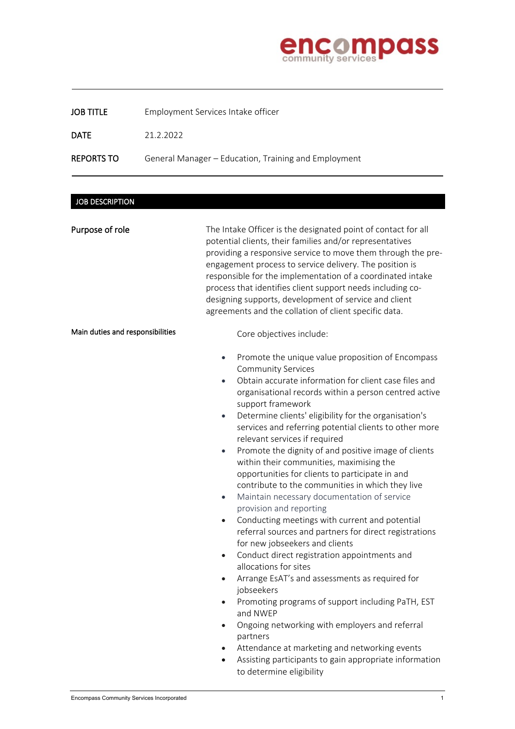encompass community services

| | |
|---|---|
| **JOB TITLE** | Employment Services Intake officer |
| **DATE** | 21.2.2022 |
| **REPORTS TO** | General Manager – Education, Training and Employment |

## JOB DESCRIPTION

**Purpose of role**

The Intake Officer is the designated point of contact for all potential clients, their families and/or representatives providing a responsive service to move them through the pre-engagement process to service delivery. The position is responsible for the implementation of a coordinated intake process that identifies client support needs including co-designing supports, development of service and client agreements and the collation of client specific data.

**Main duties and responsibilities**

Core objectives include:

- Promote the unique value proposition of Encompass Community Services
- Obtain accurate information for client case files and organisational records within a person centred active support framework
- Determine clients' eligibility for the organisation's services and referring potential clients to other more relevant services if required
- Promote the dignity of and positive image of clients within their communities, maximising the opportunities for clients to participate in and contribute to the communities in which they live
- Maintain necessary documentation of service provision and reporting
- Conducting meetings with current and potential referral sources and partners for direct registrations for new jobseekers and clients
- Conduct direct registration appointments and allocations for sites
- Arrange EsAT's and assessments as required for jobseekers
- Promoting programs of support including PaTH, EST and NWEP
- Ongoing networking with employers and referral partners
- Attendance at marketing and networking events
- Assisting participants to gain appropriate information to determine eligibility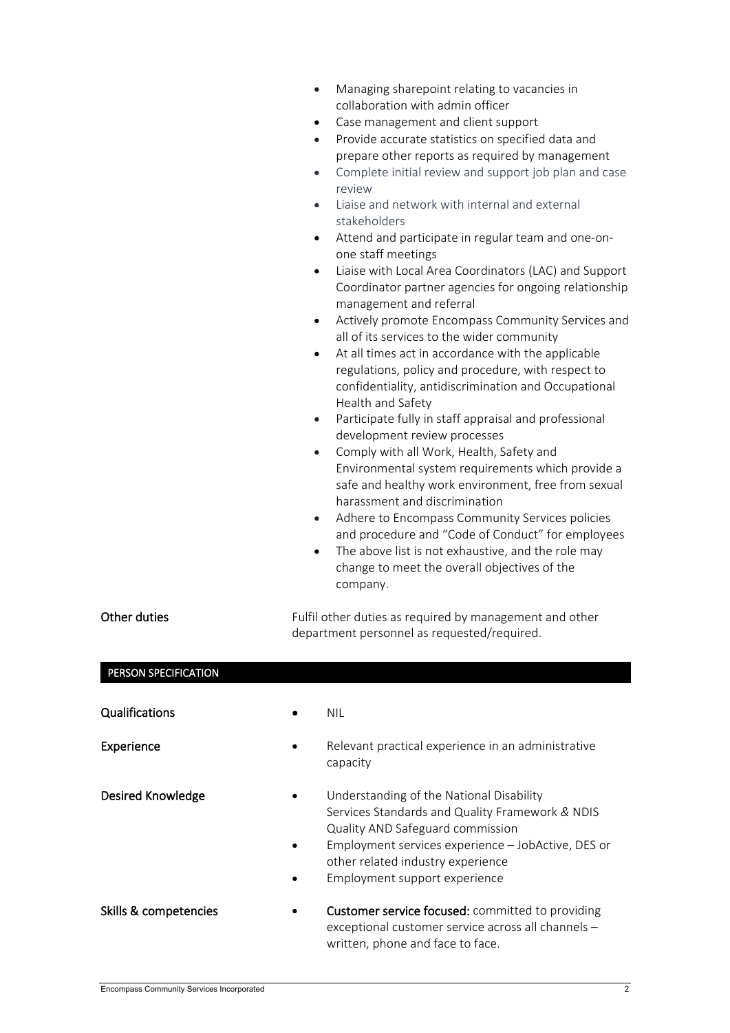- Managing sharepoint relating to vacancies in collaboration with admin officer
- Case management and client support
- Provide accurate statistics on specified data and prepare other reports as required by management
- Complete initial review and support job plan and case review
- Liaise and network with internal and external stakeholders
- Attend and participate in regular team and one-on-one staff meetings
- Liaise with Local Area Coordinators (LAC) and Support Coordinator partner agencies for ongoing relationship management and referral
- Actively promote Encompass Community Services and all of its services to the wider community
- At all times act in accordance with the applicable regulations, policy and procedure, with respect to confidentiality, antidiscrimination and Occupational Health and Safety
- Participate fully in staff appraisal and professional development review processes
- Comply with all Work, Health, Safety and Environmental system requirements which provide a safe and healthy work environment, free from sexual harassment and discrimination
- Adhere to Encompass Community Services policies and procedure and "Code of Conduct" for employees
- The above list is not exhaustive, and the role may change to meet the overall objectives of the company.

**Other duties**

Fulfil other duties as required by management and other department personnel as requested/required.

## PERSON SPECIFICATION

**Qualifications**

- NIL

**Experience**

- Relevant practical experience in an administrative capacity

**Desired Knowledge**

- Understanding of the National Disability Services Standards and Quality Framework & NDIS Quality AND Safeguard commission
- Employment services experience – JobActive, DES or other related industry experience
- Employment support experience

**Skills & competencies**

- **Customer service focused:** committed to providing exceptional customer service across all channels – written, phone and face to face.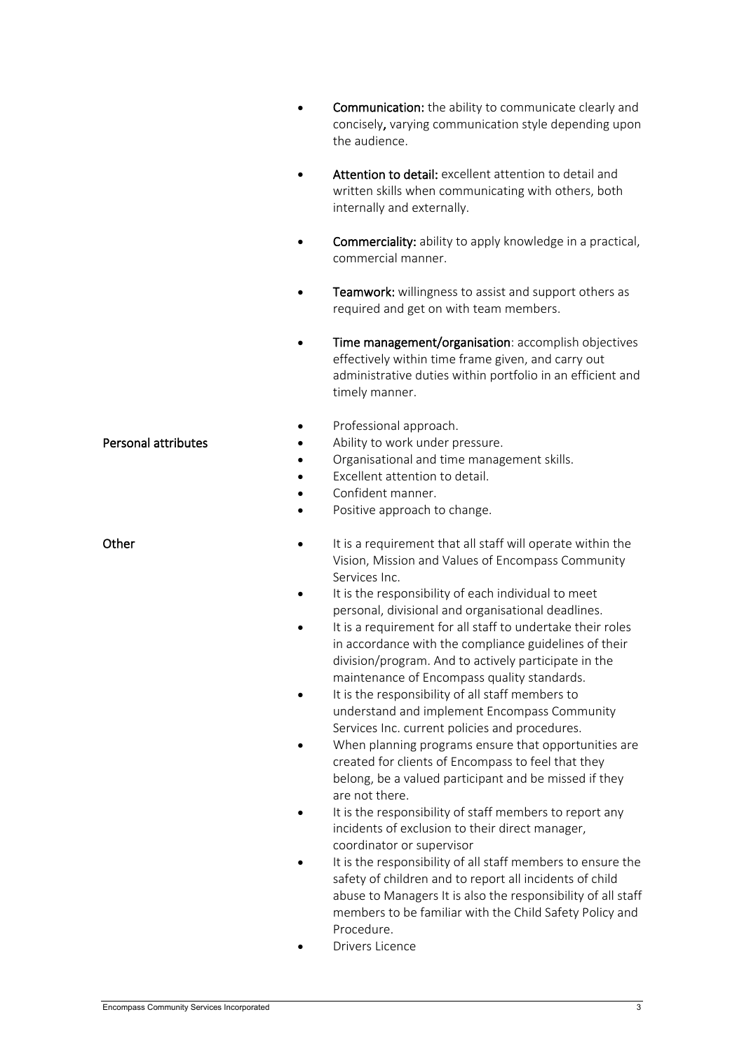- **Communication:** the ability to communicate clearly and concisely**,** varying communication style depending upon the audience.

- **Attention to detail:** excellent attention to detail and written skills when communicating with others, both internally and externally.

- **Commerciality:** ability to apply knowledge in a practical, commercial manner.

- **Teamwork:** willingness to assist and support others as required and get on with team members.

- **Time management/organisation**: accomplish objectives effectively within time frame given, and carry out administrative duties within portfolio in an efficient and timely manner.

**Personal attributes**

- Professional approach.
- Ability to work under pressure.
- Organisational and time management skills.
- Excellent attention to detail.
- Confident manner.
- Positive approach to change.

**Other**

- It is a requirement that all staff will operate within the Vision, Mission and Values of Encompass Community Services Inc.
- It is the responsibility of each individual to meet personal, divisional and organisational deadlines.
- It is a requirement for all staff to undertake their roles in accordance with the compliance guidelines of their division/program. And to actively participate in the maintenance of Encompass quality standards.
- It is the responsibility of all staff members to understand and implement Encompass Community Services Inc. current policies and procedures.
- When planning programs ensure that opportunities are created for clients of Encompass to feel that they belong, be a valued participant and be missed if they are not there.
- It is the responsibility of staff members to report any incidents of exclusion to their direct manager, coordinator or supervisor
- It is the responsibility of all staff members to ensure the safety of children and to report all incidents of child abuse to Managers It is also the responsibility of all staff members to be familiar with the Child Safety Policy and Procedure.
- Drivers Licence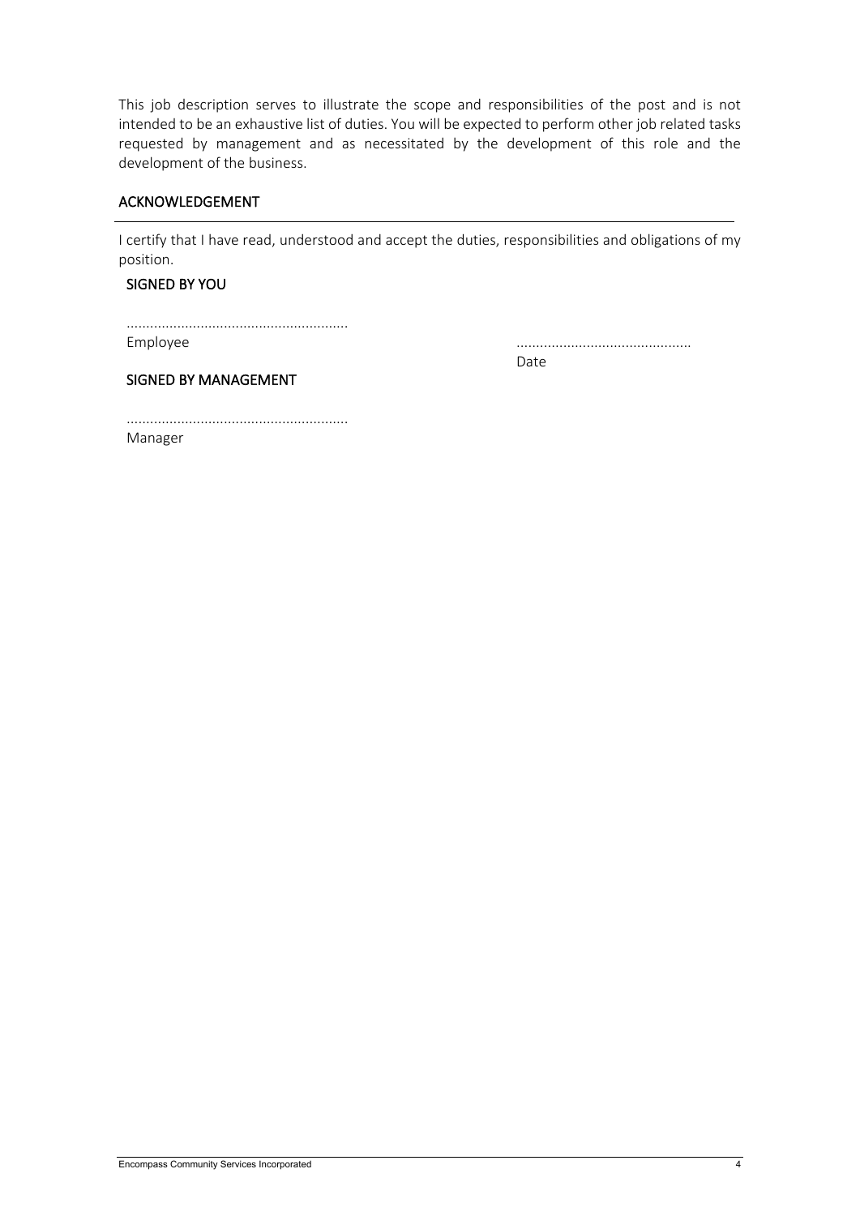This job description serves to illustrate the scope and responsibilities of the post and is not intended to be an exhaustive list of duties. You will be expected to perform other job related tasks requested by management and as necessitated by the development of this role and the development of the business.

## ACKNOWLEDGEMENT

I certify that I have read, understood and accept the duties, responsibilities and obligations of my position.

### SIGNED BY YOU

........................................................
Employee

............................................
Date

### SIGNED BY MANAGEMENT

........................................................
Manager